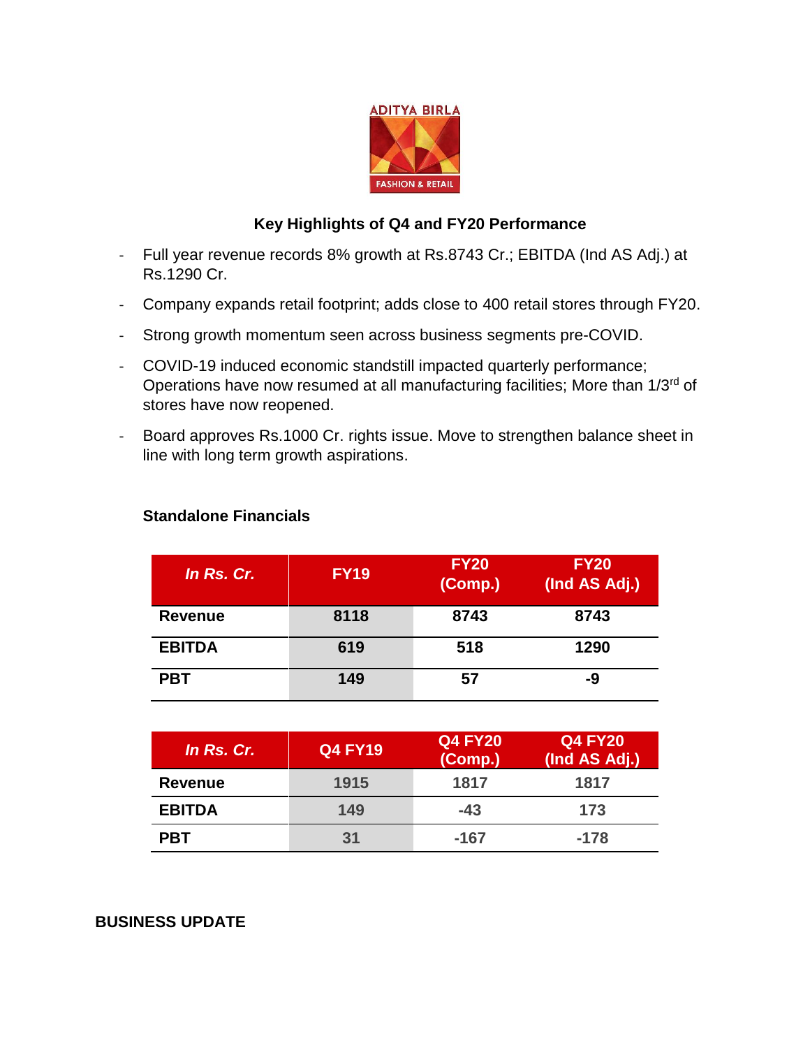ADITYA BIRLA
FASHION & RETAIL

## Key Highlights of Q4 and FY20 Performance

- Full year revenue records 8% growth at Rs.8743 Cr.; EBITDA (Ind AS Adj.) at Rs.1290 Cr.
- Company expands retail footprint; adds close to 400 retail stores through FY20.
- Strong growth momentum seen across business segments pre-COVID.
- COVID-19 induced economic standstill impacted quarterly performance; Operations have now resumed at all manufacturing facilities; More than 1/3rd of stores have now reopened.
- Board approves Rs.1000 Cr. rights issue. Move to strengthen balance sheet in line with long term growth aspirations.

### Standalone Financials

| *In Rs. Cr.* | FY19 | FY20 (Comp.) | FY20 (Ind AS Adj.) |
|---|---|---|---|
| **Revenue** | 8118 | 8743 | 8743 |
| **EBITDA** | 619 | 518 | 1290 |
| **PBT** | 149 | 57 | -9 |

| *In Rs. Cr.* | Q4 FY19 | Q4 FY20 (Comp.) | Q4 FY20 (Ind AS Adj.) |
|---|---|---|---|
| **Revenue** | 1915 | 1817 | 1817 |
| **EBITDA** | 149 | -43 | 173 |
| **PBT** | 31 | -167 | -178 |

## BUSINESS UPDATE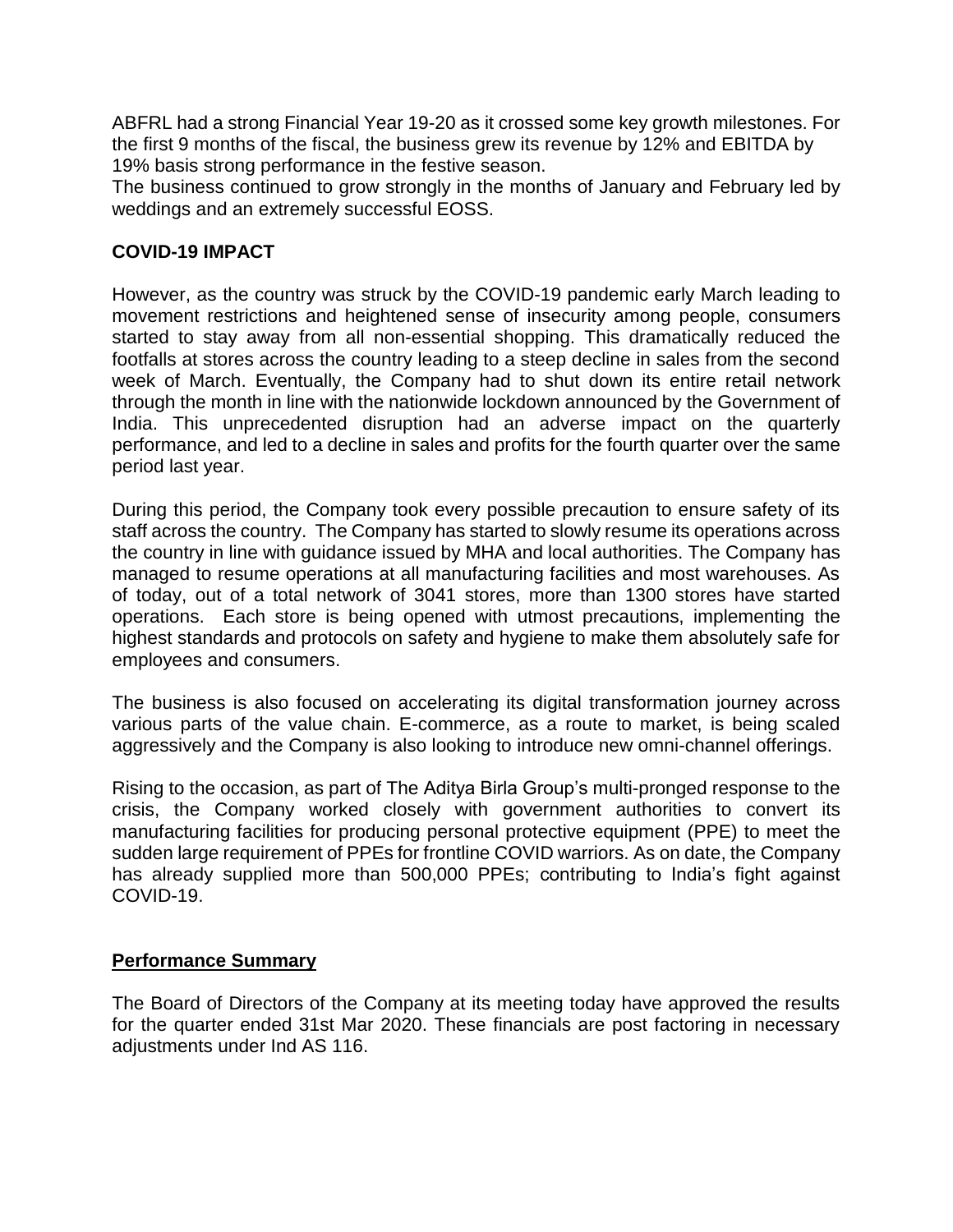ABFRL had a strong Financial Year 19-20 as it crossed some key growth milestones. For the first 9 months of the fiscal, the business grew its revenue by 12% and EBITDA by 19% basis strong performance in the festive season.

The business continued to grow strongly in the months of January and February led by weddings and an extremely successful EOSS.

## COVID-19 IMPACT

However, as the country was struck by the COVID-19 pandemic early March leading to movement restrictions and heightened sense of insecurity among people, consumers started to stay away from all non-essential shopping. This dramatically reduced the footfalls at stores across the country leading to a steep decline in sales from the second week of March. Eventually, the Company had to shut down its entire retail network through the month in line with the nationwide lockdown announced by the Government of India. This unprecedented disruption had an adverse impact on the quarterly performance, and led to a decline in sales and profits for the fourth quarter over the same period last year.

During this period, the Company took every possible precaution to ensure safety of its staff across the country. The Company has started to slowly resume its operations across the country in line with guidance issued by MHA and local authorities. The Company has managed to resume operations at all manufacturing facilities and most warehouses. As of today, out of a total network of 3041 stores, more than 1300 stores have started operations. Each store is being opened with utmost precautions, implementing the highest standards and protocols on safety and hygiene to make them absolutely safe for employees and consumers.

The business is also focused on accelerating its digital transformation journey across various parts of the value chain. E-commerce, as a route to market, is being scaled aggressively and the Company is also looking to introduce new omni-channel offerings.

Rising to the occasion, as part of The Aditya Birla Group's multi-pronged response to the crisis, the Company worked closely with government authorities to convert its manufacturing facilities for producing personal protective equipment (PPE) to meet the sudden large requirement of PPEs for frontline COVID warriors. As on date, the Company has already supplied more than 500,000 PPEs; contributing to India's fight against COVID-19.

## Performance Summary

The Board of Directors of the Company at its meeting today have approved the results for the quarter ended 31st Mar 2020. These financials are post factoring in necessary adjustments under Ind AS 116.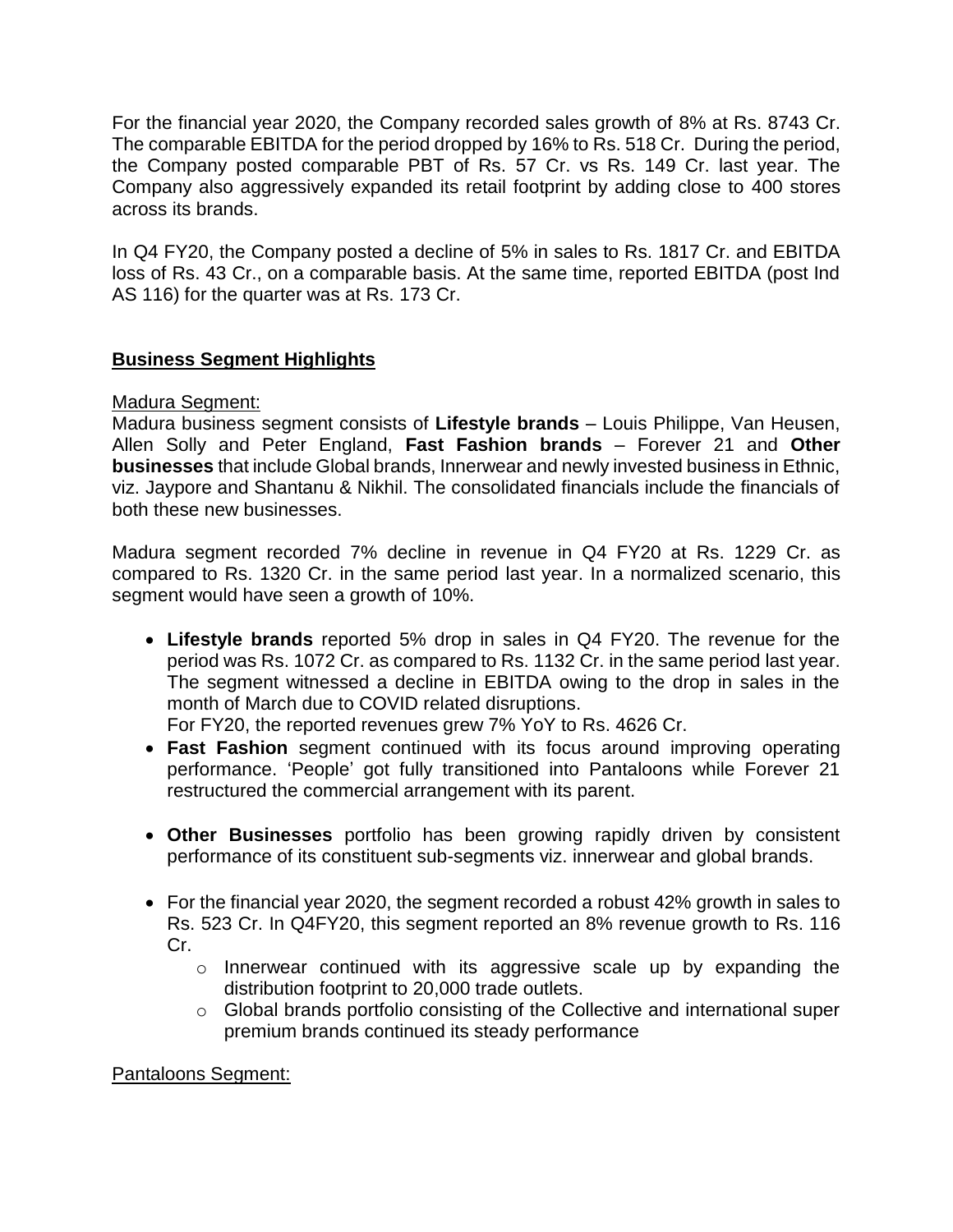For the financial year 2020, the Company recorded sales growth of 8% at Rs. 8743 Cr. The comparable EBITDA for the period dropped by 16% to Rs. 518 Cr. During the period, the Company posted comparable PBT of Rs. 57 Cr. vs Rs. 149 Cr. last year. The Company also aggressively expanded its retail footprint by adding close to 400 stores across its brands.

In Q4 FY20, the Company posted a decline of 5% in sales to Rs. 1817 Cr. and EBITDA loss of Rs. 43 Cr., on a comparable basis. At the same time, reported EBITDA (post Ind AS 116) for the quarter was at Rs. 173 Cr.

## Business Segment Highlights

Madura Segment:

Madura business segment consists of **Lifestyle brands** – Louis Philippe, Van Heusen, Allen Solly and Peter England, **Fast Fashion brands** – Forever 21 and **Other businesses** that include Global brands, Innerwear and newly invested business in Ethnic, viz. Jaypore and Shantanu & Nikhil. The consolidated financials include the financials of both these new businesses.

Madura segment recorded 7% decline in revenue in Q4 FY20 at Rs. 1229 Cr. as compared to Rs. 1320 Cr. in the same period last year. In a normalized scenario, this segment would have seen a growth of 10%.

- **Lifestyle brands** reported 5% drop in sales in Q4 FY20. The revenue for the period was Rs. 1072 Cr. as compared to Rs. 1132 Cr. in the same period last year. The segment witnessed a decline in EBITDA owing to the drop in sales in the month of March due to COVID related disruptions.
  For FY20, the reported revenues grew 7% YoY to Rs. 4626 Cr.
- **Fast Fashion** segment continued with its focus around improving operating performance. 'People' got fully transitioned into Pantaloons while Forever 21 restructured the commercial arrangement with its parent.
- **Other Businesses** portfolio has been growing rapidly driven by consistent performance of its constituent sub-segments viz. innerwear and global brands.
- For the financial year 2020, the segment recorded a robust 42% growth in sales to Rs. 523 Cr. In Q4FY20, this segment reported an 8% revenue growth to Rs. 116 Cr.
  - Innerwear continued with its aggressive scale up by expanding the distribution footprint to 20,000 trade outlets.
  - Global brands portfolio consisting of the Collective and international super premium brands continued its steady performance

Pantaloons Segment: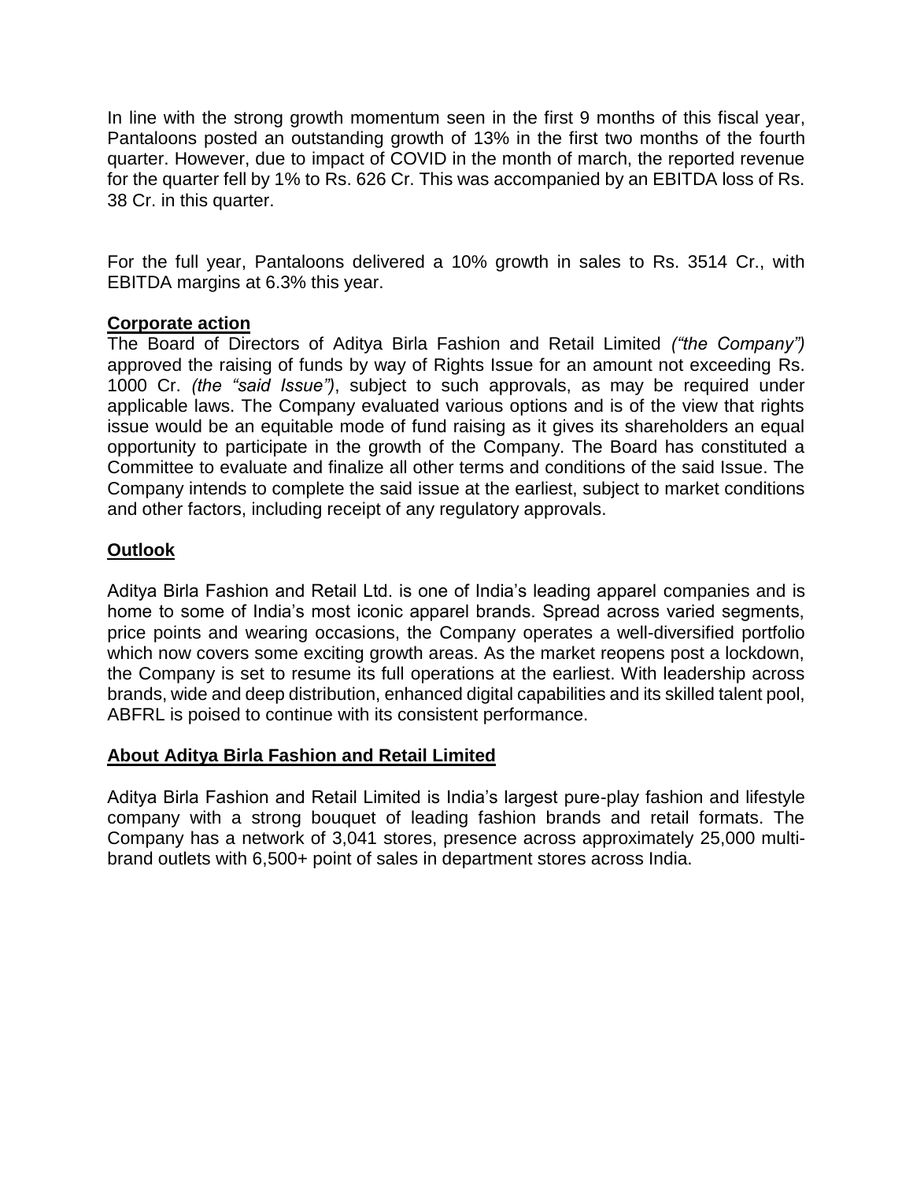In line with the strong growth momentum seen in the first 9 months of this fiscal year, Pantaloons posted an outstanding growth of 13% in the first two months of the fourth quarter. However, due to impact of COVID in the month of march, the reported revenue for the quarter fell by 1% to Rs. 626 Cr. This was accompanied by an EBITDA loss of Rs. 38 Cr. in this quarter.

For the full year, Pantaloons delivered a 10% growth in sales to Rs. 3514 Cr., with EBITDA margins at 6.3% this year.

**Corporate action**

The Board of Directors of Aditya Birla Fashion and Retail Limited *("the Company")* approved the raising of funds by way of Rights Issue for an amount not exceeding Rs. 1000 Cr. *(the "said Issue")*, subject to such approvals, as may be required under applicable laws. The Company evaluated various options and is of the view that rights issue would be an equitable mode of fund raising as it gives its shareholders an equal opportunity to participate in the growth of the Company. The Board has constituted a Committee to evaluate and finalize all other terms and conditions of the said Issue. The Company intends to complete the said issue at the earliest, subject to market conditions and other factors, including receipt of any regulatory approvals.

**Outlook**

Aditya Birla Fashion and Retail Ltd. is one of India's leading apparel companies and is home to some of India's most iconic apparel brands. Spread across varied segments, price points and wearing occasions, the Company operates a well-diversified portfolio which now covers some exciting growth areas. As the market reopens post a lockdown, the Company is set to resume its full operations at the earliest. With leadership across brands, wide and deep distribution, enhanced digital capabilities and its skilled talent pool, ABFRL is poised to continue with its consistent performance.

**About Aditya Birla Fashion and Retail Limited**

Aditya Birla Fashion and Retail Limited is India's largest pure-play fashion and lifestyle company with a strong bouquet of leading fashion brands and retail formats. The Company has a network of 3,041 stores, presence across approximately 25,000 multi-brand outlets with 6,500+ point of sales in department stores across India.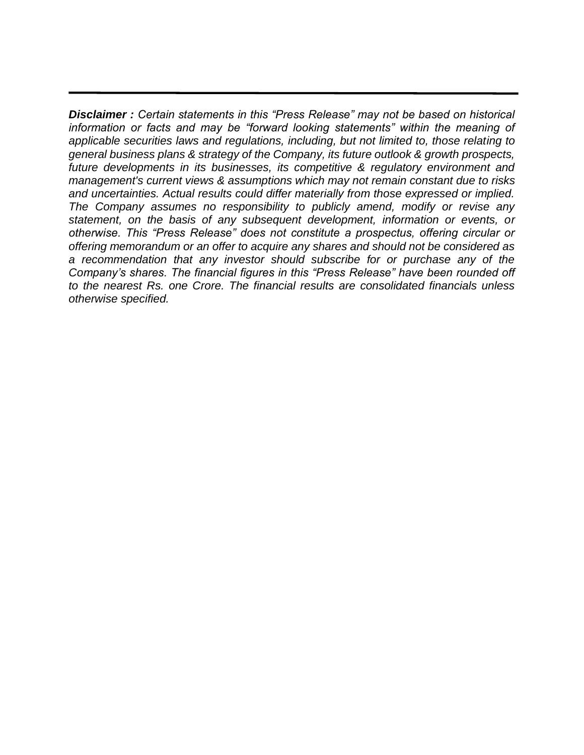---

***Disclaimer :*** *Certain statements in this "Press Release" may not be based on historical information or facts and may be "forward looking statements" within the meaning of applicable securities laws and regulations, including, but not limited to, those relating to general business plans & strategy of the Company, its future outlook & growth prospects, future developments in its businesses, its competitive & regulatory environment and management's current views & assumptions which may not remain constant due to risks and uncertainties. Actual results could differ materially from those expressed or implied. The Company assumes no responsibility to publicly amend, modify or revise any statement, on the basis of any subsequent development, information or events, or otherwise. This "Press Release" does not constitute a prospectus, offering circular or offering memorandum or an offer to acquire any shares and should not be considered as a recommendation that any investor should subscribe for or purchase any of the Company's shares. The financial figures in this "Press Release" have been rounded off to the nearest Rs. one Crore. The financial results are consolidated financials unless otherwise specified.*